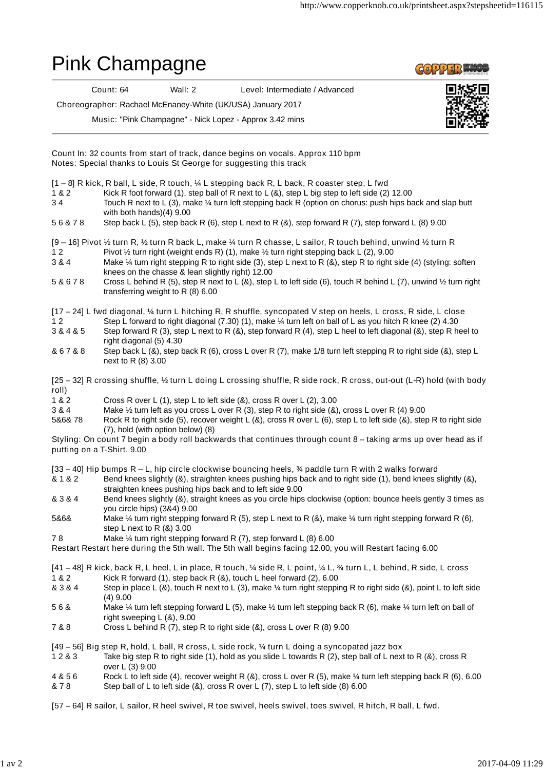# Pink Champagne

Count: 64 Wall: 2 Level: Intermediate / Advanced

Choreographer: Rachael McEnaney-White (UK/USA) January 2017

Music: "Pink Champagne" - Nick Lopez - Approx 3.42 mins

Count In: 32 counts from start of track, dance begins on vocals. Approx 110 bpm
Notes: Special thanks to Louis St George for suggesting this track

[1 – 8] R kick, R ball, L side, R touch, ¼ L stepping back R, L back, R coaster step, L fwd

| | |
|---|---|
| 1 & 2 | Kick R foot forward (1), step ball of R next to L (&), step L big step to left side (2) 12.00 |
| 3 4 | Touch R next to L (3), make ¼ turn left stepping back R (option on chorus: push hips back and slap butt with both hands)(4) 9.00 |
| 5 6 & 7 8 | Step back L (5), step back R (6), step L next to R (&), step forward R (7), step forward L (8) 9.00 |

[9 – 16] Pivot ½ turn R, ½ turn R back L, make ¼ turn R chasse, L sailor, R touch behind, unwind ½ turn R

| | |
|---|---|
| 1 2 | Pivot ½ turn right (weight ends R) (1), make ½ turn right stepping back L (2), 9.00 |
| 3 & 4 | Make ¼ turn right stepping R to right side (3), step L next to R (&), step R to right side (4) (styling: soften knees on the chasse & lean slightly right) 12.00 |
| 5 & 6 7 8 | Cross L behind R (5), step R next to L (&), step L to left side (6), touch R behind L (7), unwind ½ turn right transferring weight to R (8) 6.00 |

[17 – 24] L fwd diagonal, ¼ turn L hitching R, R shuffle, syncopated V step on heels, L cross, R side, L close

| | |
|---|---|
| 1 2 | Step L forward to right diagonal (7.30) (1), make ¼ turn left on ball of L as you hitch R knee (2) 4.30 |
| 3 & 4 & 5 | Step forward R (3), step L next to R (&), step forward R (4), step L heel to left diagonal (&), step R heel to right diagonal (5) 4.30 |
| & 6 7 & 8 | Step back L (&), step back R (6), cross L over R (7), make 1/8 turn left stepping R to right side (&), step L next to R (8) 3.00 |

[25 – 32] R crossing shuffle, ½ turn L doing L crossing shuffle, R side rock, R cross, out-out (L-R) hold (with body roll)

| | |
|---|---|
| 1 & 2 | Cross R over L (1), step L to left side (&), cross R over L (2), 3.00 |
| 3 & 4 | Make ½ turn left as you cross L over R (3), step R to right side (&), cross L over R (4) 9.00 |
| 5&6& 78 | Rock R to right side (5), recover weight L (&), cross R over L (6), step L to left side (&), step R to right side (7), hold (with option below) (8) |

Styling: On count 7 begin a body roll backwards that continues through count 8 – taking arms up over head as if putting on a T-Shirt. 9.00

[33 – 40] Hip bumps R – L, hip circle clockwise bouncing heels, ¾ paddle turn R with 2 walks forward

| | |
|---|---|
| & 1 & 2 | Bend knees slightly (&), straighten knees pushing hips back and to right side (1), bend knees slightly (&), straighten knees pushing hips back and to left side 9.00 |
| & 3 & 4 | Bend knees slightly (&), straight knees as you circle hips clockwise (option: bounce heels gently 3 times as you circle hips) (3&4) 9.00 |
| 5&6& | Make ¼ turn right stepping forward R (5), step L next to R (&), make ¼ turn right stepping forward R (6), step L next to R (&) 3.00 |
| 7 8 | Make ¼ turn right stepping forward R (7), step forward L (8) 6.00 |

Restart Restart here during the 5th wall. The 5th wall begins facing 12.00, you will Restart facing 6.00

[41 – 48] R kick, back R, L heel, L in place, R touch, ¼ side R, L point, ¼ L, ¾ turn L, L behind, R side, L cross

| | |
|---|---|
| 1 & 2 | Kick R forward (1), step back R (&), touch L heel forward (2), 6.00 |
| & 3 & 4 | Step in place L (&), touch R next to L (3), make ¼ turn right stepping R to right side (&), point L to left side (4) 9.00 |
| 5 6 & | Make ¼ turn left stepping forward L (5), make ½ turn left stepping back R (6), make ¼ turn left on ball of right sweeping L (&), 9.00 |
| 7 & 8 | Cross L behind R (7), step R to right side (&), cross L over R (8) 9.00 |

[49 – 56] Big step R, hold, L ball, R cross, L side rock, ¼ turn L doing a syncopated jazz box

| | |
|---|---|
| 1 2 & 3 | Take big step R to right side (1), hold as you slide L towards R (2), step ball of L next to R (&), cross R over L (3) 9.00 |
| 4 & 5 6 | Rock L to left side (4), recover weight R (&), cross L over R (5), make ¼ turn left stepping back R (6), 6.00 |
| & 7 8 | Step ball of L to left side (&), cross R over L (7), step L to left side (8) 6.00 |

[57 – 64] R sailor, L sailor, R heel swivel, R toe swivel, heels swivel, toes swivel, R hitch, R ball, L fwd.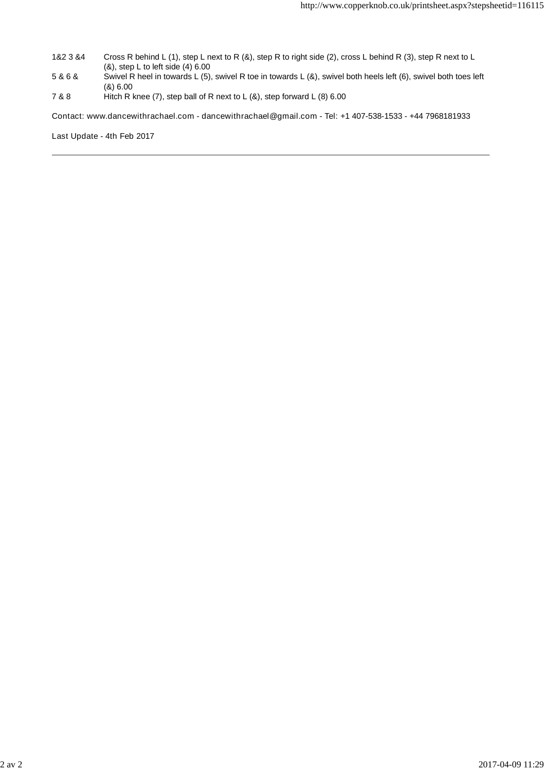| | |
|---|---|
| 1&2 3 &4 | Cross R behind L (1), step L next to R (&), step R to right side (2), cross L behind R (3), step R next to L (&), step L to left side (4) 6.00 |
| 5 & 6 & | Swivel R heel in towards L (5), swivel R toe in towards L (&), swivel both heels left (6), swivel both toes left (&) 6.00 |
| 7 & 8 | Hitch R knee (7), step ball of R next to L (&), step forward L (8) 6.00 |

Contact: www.dancewithrachael.com - dancewithrachael@gmail.com - Tel: +1 407-538-1533 - +44 7968181933

Last Update - 4th Feb 2017

---